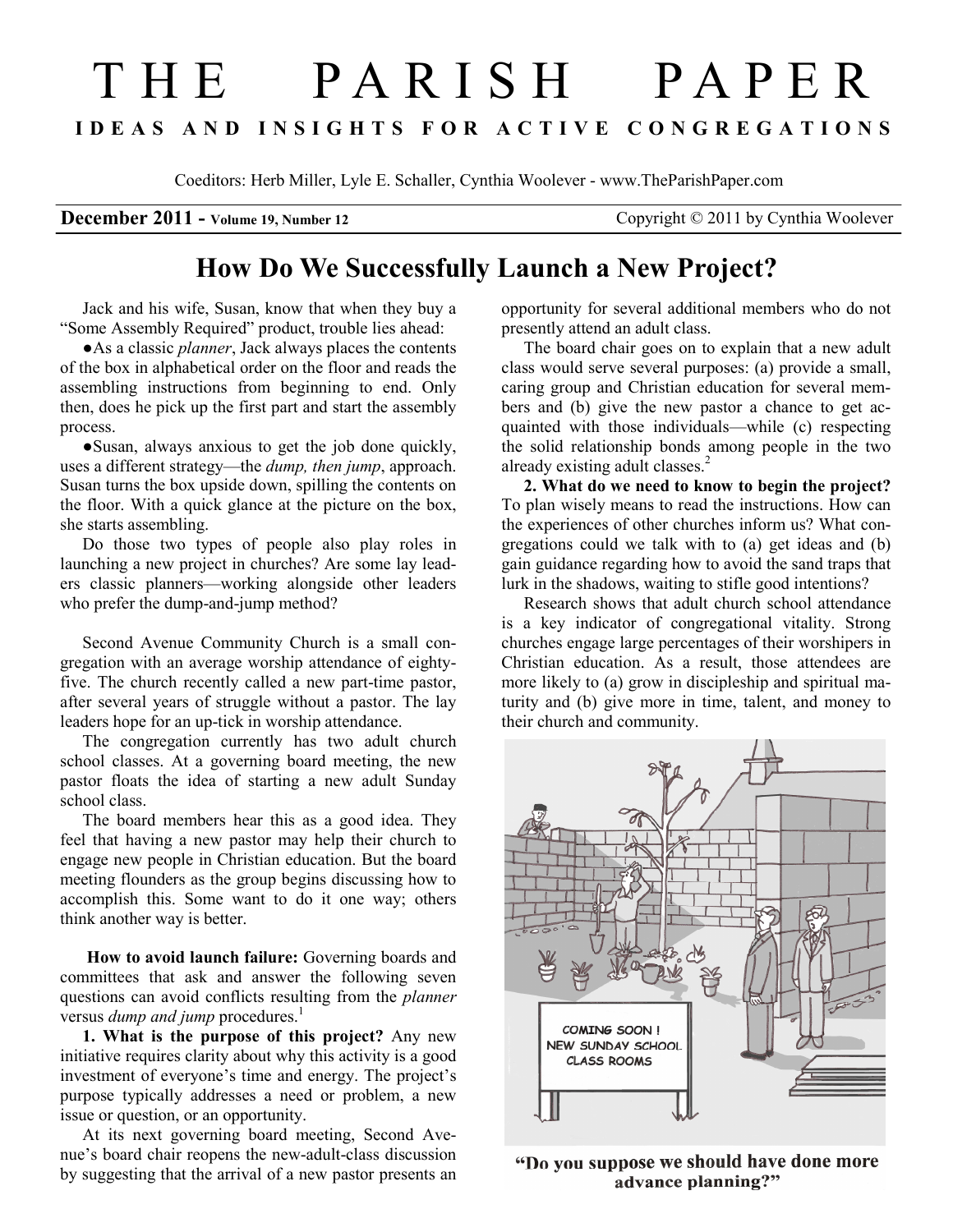# THE PARISH PAPER

**IDEAS AND INSIGHTS FOR ACTIVE CONGREGATIONS**

Coeditors: Herb Miller, Lyle E. Schaller, Cynthia Woolever - www.TheParishPaper.com

**December 2011 - Volume 19, Number 12** Copyright © 2011 by Cynthia Woolever

## How Do We Successfully Launch a New Project?

Jack and his wife, Susan, know that when they buy a "Some Assembly Required" product, trouble lies ahead:

- As a classic *planner*, Jack always places the contents of the box in alphabetical order on the floor and reads the assembling instructions from beginning to end. Only then, does he pick up the first part and start the assembly process.
- Susan, always anxious to get the job done quickly, uses a different strategy—the *dump, then jump*, approach. Susan turns the box upside down, spilling the contents on the floor. With a quick glance at the picture on the box, she starts assembling.

Do those two types of people also play roles in launching a new project in churches? Are some lay leaders classic planners—working alongside other leaders who prefer the dump-and-jump method?

Second Avenue Community Church is a small congregation with an average worship attendance of eighty-five. The church recently called a new part-time pastor, after several years of struggle without a pastor. The lay leaders hope for an up-tick in worship attendance.

The congregation currently has two adult church school classes. At a governing board meeting, the new pastor floats the idea of starting a new adult Sunday school class.

The board members hear this as a good idea. They feel that having a new pastor may help their church to engage new people in Christian education. But the board meeting flounders as the group begins discussing how to accomplish this. Some want to do it one way; others think another way is better.

**How to avoid launch failure:** Governing boards and committees that ask and answer the following seven questions can avoid conflicts resulting from the *planner* versus *dump and jump* procedures.[1]

**1. What is the purpose of this project?** Any new initiative requires clarity about why this activity is a good investment of everyone's time and energy. The project's purpose typically addresses a need or problem, a new issue or question, or an opportunity.

At its next governing board meeting, Second Avenue's board chair reopens the new-adult-class discussion by suggesting that the arrival of a new pastor presents an opportunity for several additional members who do not presently attend an adult class.

The board chair goes on to explain that a new adult class would serve several purposes: (a) provide a small, caring group and Christian education for several members and (b) give the new pastor a chance to get acquainted with those individuals—while (c) respecting the solid relationship bonds among people in the two already existing adult classes.[2]

**2. What do we need to know to begin the project?** To plan wisely means to read the instructions. How can the experiences of other churches inform us? What congregations could we talk with to (a) get ideas and (b) gain guidance regarding how to avoid the sand traps that lurk in the shadows, waiting to stifle good intentions?

Research shows that adult church school attendance is a key indicator of congregational vitality. Strong churches engage large percentages of their worshipers in Christian education. As a result, those attendees are more likely to (a) grow in discipleship and spiritual maturity and (b) give more in time, talent, and money to their church and community.

"Do you suppose we should have done more advance planning?"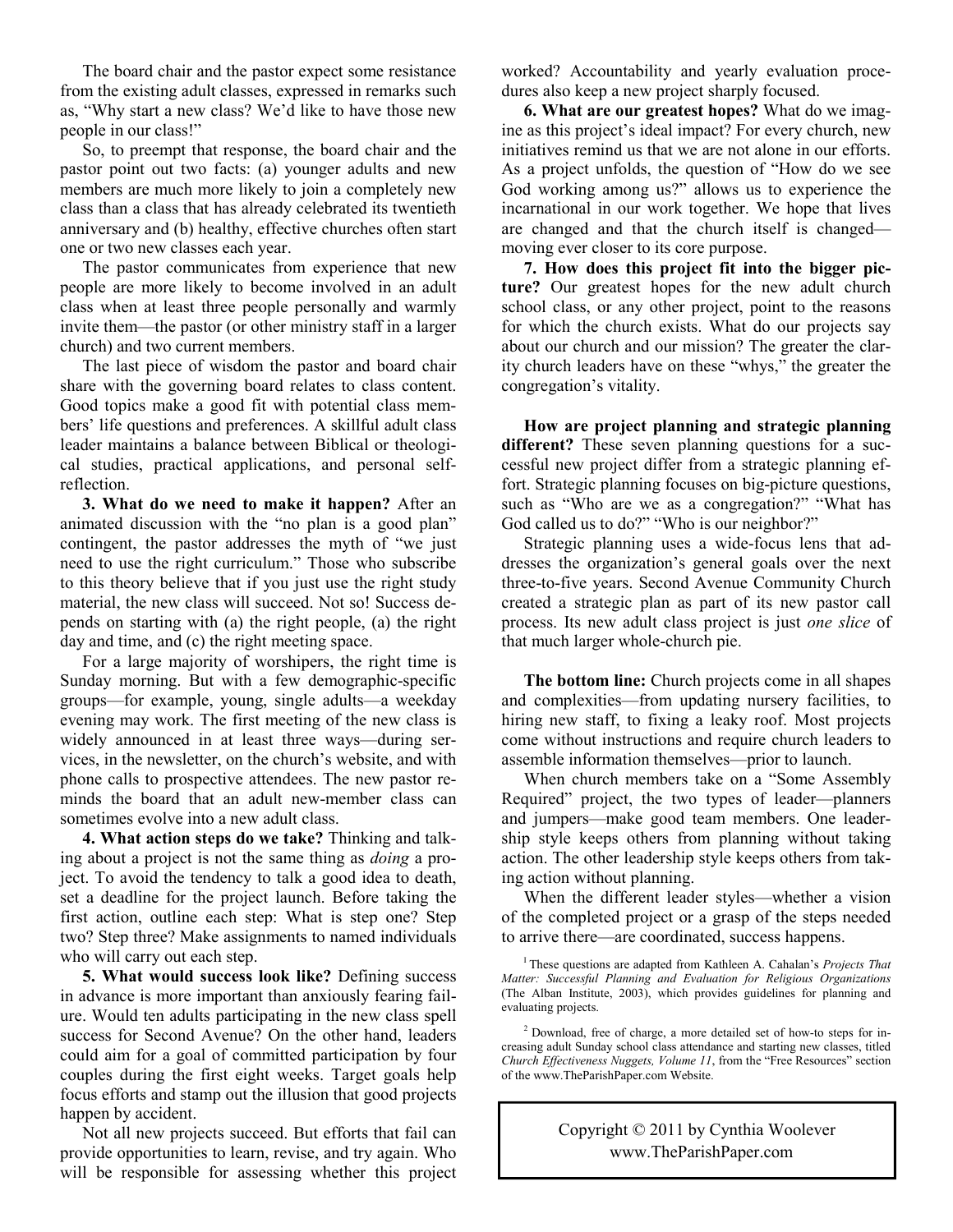The board chair and the pastor expect some resistance from the existing adult classes, expressed in remarks such as, "Why start a new class? We'd like to have those new people in our class!"

So, to preempt that response, the board chair and the pastor point out two facts: (a) younger adults and new members are much more likely to join a completely new class than a class that has already celebrated its twentieth anniversary and (b) healthy, effective churches often start one or two new classes each year.

The pastor communicates from experience that new people are more likely to become involved in an adult class when at least three people personally and warmly invite them—the pastor (or other ministry staff in a larger church) and two current members.

The last piece of wisdom the pastor and board chair share with the governing board relates to class content. Good topics make a good fit with potential class members' life questions and preferences. A skillful adult class leader maintains a balance between Biblical or theological studies, practical applications, and personal self-reflection.

**3. What do we need to make it happen?** After an animated discussion with the "no plan is a good plan" contingent, the pastor addresses the myth of "we just need to use the right curriculum." Those who subscribe to this theory believe that if you just use the right study material, the new class will succeed. Not so! Success depends on starting with (a) the right people, (a) the right day and time, and (c) the right meeting space.

For a large majority of worshipers, the right time is Sunday morning. But with a few demographic-specific groups—for example, young, single adults—a weekday evening may work. The first meeting of the new class is widely announced in at least three ways—during services, in the newsletter, on the church's website, and with phone calls to prospective attendees. The new pastor reminds the board that an adult new-member class can sometimes evolve into a new adult class.

**4. What action steps do we take?** Thinking and talking about a project is not the same thing as *doing* a project. To avoid the tendency to talk a good idea to death, set a deadline for the project launch. Before taking the first action, outline each step: What is step one? Step two? Step three? Make assignments to named individuals who will carry out each step.

**5. What would success look like?** Defining success in advance is more important than anxiously fearing failure. Would ten adults participating in the new class spell success for Second Avenue? On the other hand, leaders could aim for a goal of committed participation by four couples during the first eight weeks. Target goals help focus efforts and stamp out the illusion that good projects happen by accident.

Not all new projects succeed. But efforts that fail can provide opportunities to learn, revise, and try again. Who will be responsible for assessing whether this project worked? Accountability and yearly evaluation procedures also keep a new project sharply focused.

**6. What are our greatest hopes?** What do we imagine as this project's ideal impact? For every church, new initiatives remind us that we are not alone in our efforts. As a project unfolds, the question of "How do we see God working among us?" allows us to experience the incarnational in our work together. We hope that lives are changed and that the church itself is changed—moving ever closer to its core purpose.

**7. How does this project fit into the bigger picture?** Our greatest hopes for the new adult church school class, or any other project, point to the reasons for which the church exists. What do our projects say about our church and our mission? The greater the clarity church leaders have on these "whys," the greater the congregation's vitality.

**How are project planning and strategic planning different?** These seven planning questions for a successful new project differ from a strategic planning effort. Strategic planning focuses on big-picture questions, such as "Who are we as a congregation?" "What has God called us to do?" "Who is our neighbor?"

Strategic planning uses a wide-focus lens that addresses the organization's general goals over the next three-to-five years. Second Avenue Community Church created a strategic plan as part of its new pastor call process. Its new adult class project is just *one slice* of that much larger whole-church pie.

**The bottom line:** Church projects come in all shapes and complexities—from updating nursery facilities, to hiring new staff, to fixing a leaky roof. Most projects come without instructions and require church leaders to assemble information themselves—prior to launch.

When church members take on a "Some Assembly Required" project, the two types of leader—planners and jumpers—make good team members. One leadership style keeps others from planning without taking action. The other leadership style keeps others from taking action without planning.

When the different leader styles—whether a vision of the completed project or a grasp of the steps needed to arrive there—are coordinated, success happens.

[1] These questions are adapted from Kathleen A. Cahalan's *Projects That Matter: Successful Planning and Evaluation for Religious Organizations* (The Alban Institute, 2003), which provides guidelines for planning and evaluating projects.

[2] Download, free of charge, a more detailed set of how-to steps for increasing adult Sunday school class attendance and starting new classes, titled *Church Effectiveness Nuggets, Volume 11*, from the "Free Resources" section of the www.TheParishPaper.com Website.

Copyright © 2011 by Cynthia Woolever
www.TheParishPaper.com